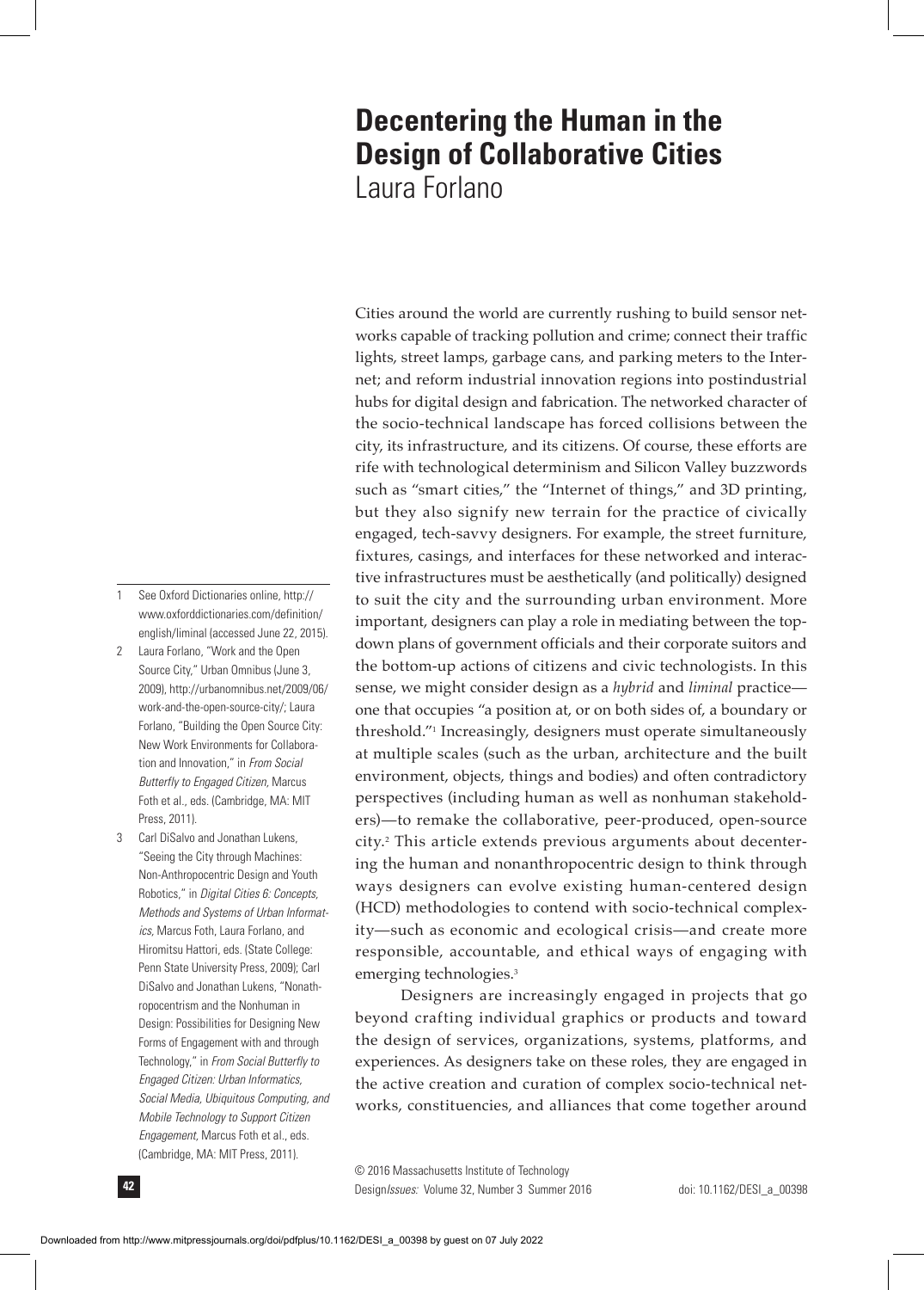# Decentering the Human in the Design of Collaborative Cities

Laura Forlano

Cities around the world are currently rushing to build sensor networks capable of tracking pollution and crime; connect their traffic lights, street lamps, garbage cans, and parking meters to the Internet; and reform industrial innovation regions into postindustrial hubs for digital design and fabrication. The networked character of the socio-technical landscape has forced collisions between the city, its infrastructure, and its citizens. Of course, these efforts are rife with technological determinism and Silicon Valley buzzwords such as "smart cities," the "Internet of things," and 3D printing, but they also signify new terrain for the practice of civically engaged, tech-savvy designers. For example, the street furniture, fixtures, casings, and interfaces for these networked and interactive infrastructures must be aesthetically (and politically) designed to suit the city and the surrounding urban environment. More important, designers can play a role in mediating between the top-down plans of government officials and their corporate suitors and the bottom-up actions of citizens and civic technologists. In this sense, we might consider design as a *hybrid* and *liminal* practice—one that occupies "a position at, or on both sides of, a boundary or threshold."[1] Increasingly, designers must operate simultaneously at multiple scales (such as the urban, architecture and the built environment, objects, things and bodies) and often contradictory perspectives (including human as well as nonhuman stakeholders)—to remake the collaborative, peer-produced, open-source city.[2] This article extends previous arguments about decentering the human and nonanthropocentric design to think through ways designers can evolve existing human-centered design (HCD) methodologies to contend with socio-technical complexity—such as economic and ecological crisis—and create more responsible, accountable, and ethical ways of engaging with emerging technologies.[3]

Designers are increasingly engaged in projects that go beyond crafting individual graphics or products and toward the design of services, organizations, systems, platforms, and experiences. As designers take on these roles, they are engaged in the active creation and curation of complex socio-technical networks, constituencies, and alliances that come together around

1. See Oxford Dictionaries online, http://www.oxforddictionaries.com/definition/english/liminal (accessed June 22, 2015).
2. Laura Forlano, "Work and the Open Source City," Urban Omnibus (June 3, 2009), http://urbanomnibus.net/2009/06/work-and-the-open-source-city/; Laura Forlano, "Building the Open Source City: New Work Environments for Collaboration and Innovation," in *From Social Butterfly to Engaged Citizen*, Marcus Foth et al., eds. (Cambridge, MA: MIT Press, 2011).
3. Carl DiSalvo and Jonathan Lukens, "Seeing the City through Machines: Non-Anthropocentric Design and Youth Robotics," in *Digital Cities 6: Concepts, Methods and Systems of Urban Informatics*, Marcus Foth, Laura Forlano, and Hiromitsu Hattori, eds. (State College: Penn State University Press, 2009); Carl DiSalvo and Jonathan Lukens, "Nonathropocentrism and the Nonhuman in Design: Possibilities for Designing New Forms of Engagement with and through Technology," in *From Social Butterfly to Engaged Citizen: Urban Informatics, Social Media, Ubiquitous Computing, and Mobile Technology to Support Citizen Engagement*, Marcus Foth et al., eds. (Cambridge, MA: MIT Press, 2011).

© 2016 Massachusetts Institute of Technology
Design*Issues*: Volume 32, Number 3 Summer 2016
doi: 10.1162/DESI_a_00398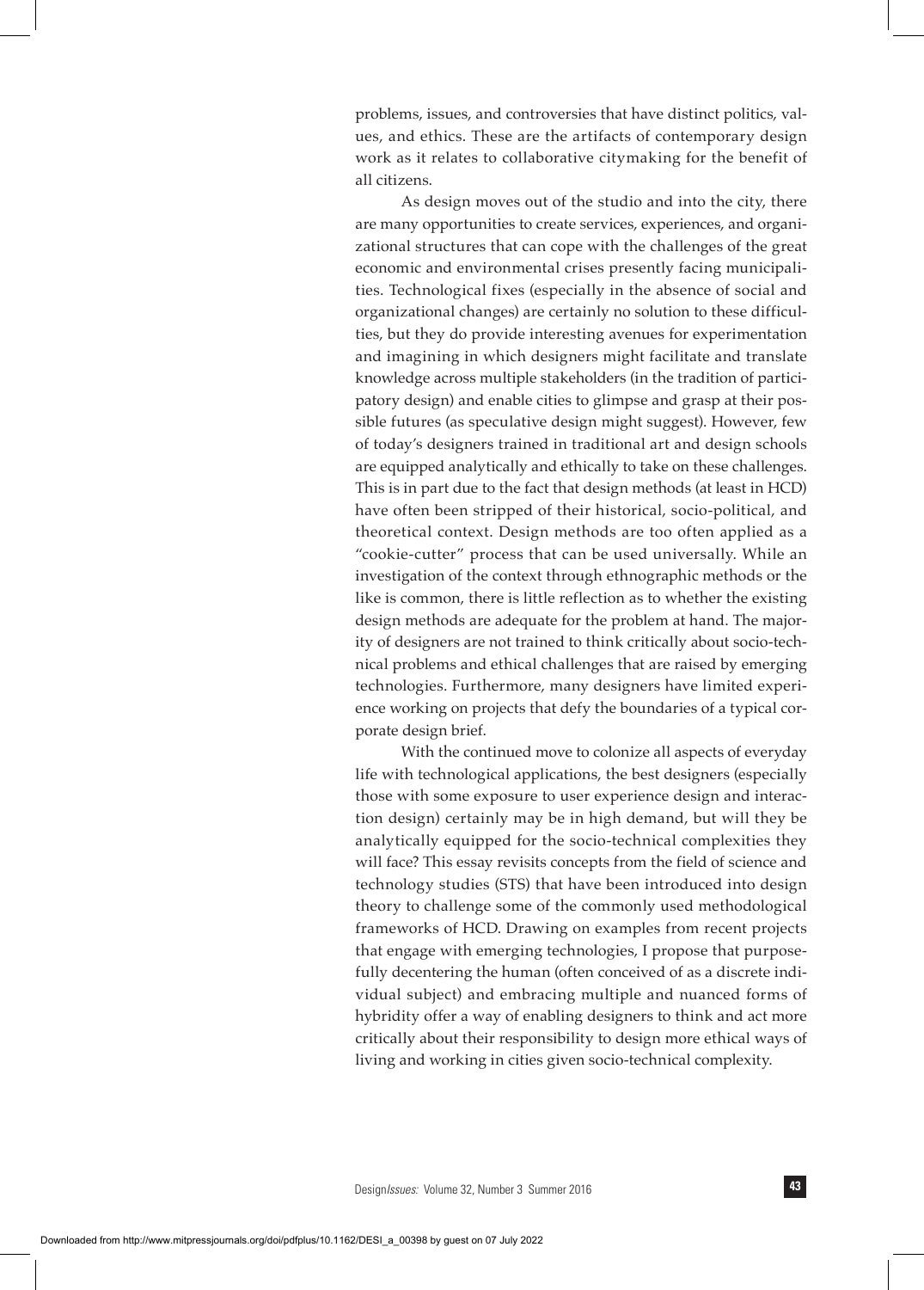problems, issues, and controversies that have distinct politics, values, and ethics. These are the artifacts of contemporary design work as it relates to collaborative citymaking for the benefit of all citizens.

As design moves out of the studio and into the city, there are many opportunities to create services, experiences, and organizational structures that can cope with the challenges of the great economic and environmental crises presently facing municipalities. Technological fixes (especially in the absence of social and organizational changes) are certainly no solution to these difficulties, but they do provide interesting avenues for experimentation and imagining in which designers might facilitate and translate knowledge across multiple stakeholders (in the tradition of participatory design) and enable cities to glimpse and grasp at their possible futures (as speculative design might suggest). However, few of today's designers trained in traditional art and design schools are equipped analytically and ethically to take on these challenges. This is in part due to the fact that design methods (at least in HCD) have often been stripped of their historical, socio-political, and theoretical context. Design methods are too often applied as a "cookie-cutter" process that can be used universally. While an investigation of the context through ethnographic methods or the like is common, there is little reflection as to whether the existing design methods are adequate for the problem at hand. The majority of designers are not trained to think critically about socio-technical problems and ethical challenges that are raised by emerging technologies. Furthermore, many designers have limited experience working on projects that defy the boundaries of a typical corporate design brief.

With the continued move to colonize all aspects of everyday life with technological applications, the best designers (especially those with some exposure to user experience design and interaction design) certainly may be in high demand, but will they be analytically equipped for the socio-technical complexities they will face? This essay revisits concepts from the field of science and technology studies (STS) that have been introduced into design theory to challenge some of the commonly used methodological frameworks of HCD. Drawing on examples from recent projects that engage with emerging technologies, I propose that purposefully decentering the human (often conceived of as a discrete individual subject) and embracing multiple and nuanced forms of hybridity offer a way of enabling designers to think and act more critically about their responsibility to design more ethical ways of living and working in cities given socio-technical complexity.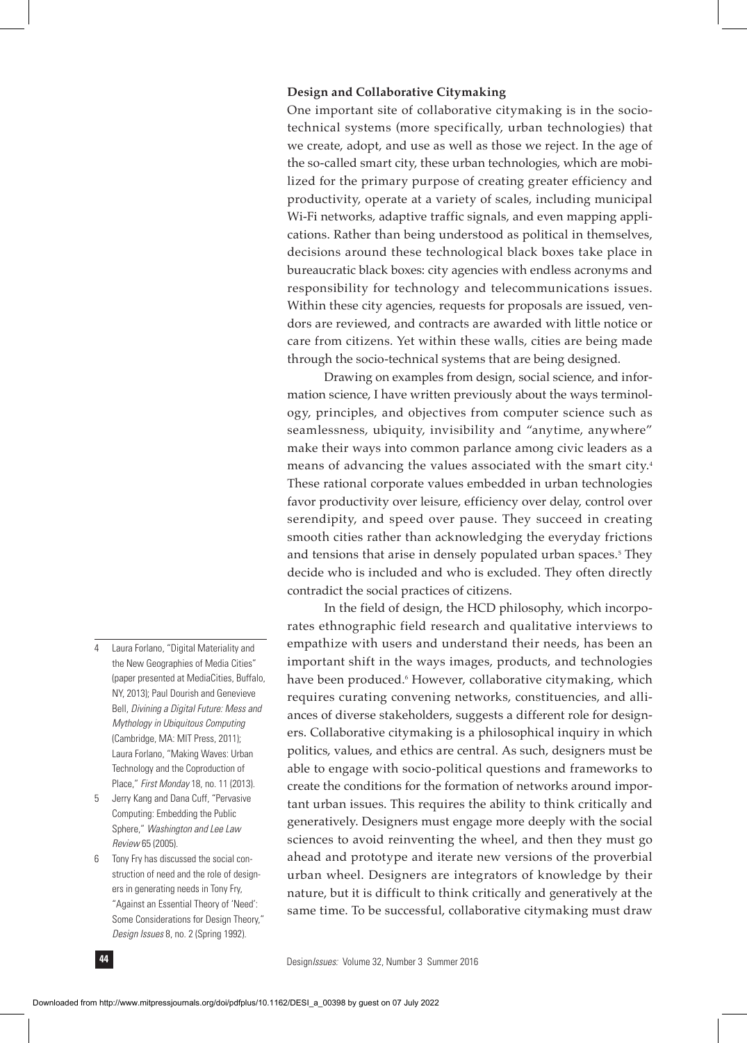### Design and Collaborative Citymaking

One important site of collaborative citymaking is in the socio-technical systems (more specifically, urban technologies) that we create, adopt, and use as well as those we reject. In the age of the so-called smart city, these urban technologies, which are mobilized for the primary purpose of creating greater efficiency and productivity, operate at a variety of scales, including municipal Wi-Fi networks, adaptive traffic signals, and even mapping applications. Rather than being understood as political in themselves, decisions around these technological black boxes take place in bureaucratic black boxes: city agencies with endless acronyms and responsibility for technology and telecommunications issues. Within these city agencies, requests for proposals are issued, vendors are reviewed, and contracts are awarded with little notice or care from citizens. Yet within these walls, cities are being made through the socio-technical systems that are being designed.

Drawing on examples from design, social science, and information science, I have written previously about the ways terminology, principles, and objectives from computer science such as seamlessness, ubiquity, invisibility and "anytime, anywhere" make their ways into common parlance among civic leaders as a means of advancing the values associated with the smart city.[4] These rational corporate values embedded in urban technologies favor productivity over leisure, efficiency over delay, control over serendipity, and speed over pause. They succeed in creating smooth cities rather than acknowledging the everyday frictions and tensions that arise in densely populated urban spaces.[5] They decide who is included and who is excluded. They often directly contradict the social practices of citizens.

In the field of design, the HCD philosophy, which incorporates ethnographic field research and qualitative interviews to empathize with users and understand their needs, has been an important shift in the ways images, products, and technologies have been produced.[6] However, collaborative citymaking, which requires curating convening networks, constituencies, and alliances of diverse stakeholders, suggests a different role for designers. Collaborative citymaking is a philosophical inquiry in which politics, values, and ethics are central. As such, designers must be able to engage with socio-political questions and frameworks to create the conditions for the formation of networks around important urban issues. This requires the ability to think critically and generatively. Designers must engage more deeply with the social sciences to avoid reinventing the wheel, and then they must go ahead and prototype and iterate new versions of the proverbial urban wheel. Designers are integrators of knowledge by their nature, but it is difficult to think critically and generatively at the same time. To be successful, collaborative citymaking must draw

---

4 Laura Forlano, "Digital Materiality and the New Geographies of Media Cities" (paper presented at MediaCities, Buffalo, NY, 2013); Paul Dourish and Genevieve Bell, *Divining a Digital Future: Mess and Mythology in Ubiquitous Computing* (Cambridge, MA: MIT Press, 2011); Laura Forlano, "Making Waves: Urban Technology and the Coproduction of Place," *First Monday* 18, no. 11 (2013).

5 Jerry Kang and Dana Cuff, "Pervasive Computing: Embedding the Public Sphere," *Washington and Lee Law Review* 65 (2005).

6 Tony Fry has discussed the social construction of need and the role of designers in generating needs in Tony Fry, "Against an Essential Theory of 'Need': Some Considerations for Design Theory," *Design Issues* 8, no. 2 (Spring 1992).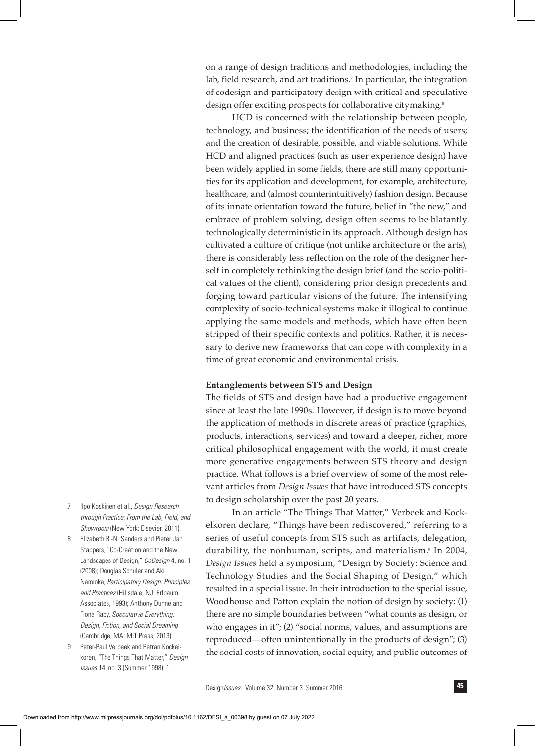on a range of design traditions and methodologies, including the lab, field research, and art traditions.[7] In particular, the integration of codesign and participatory design with critical and speculative design offer exciting prospects for collaborative citymaking.[8]

HCD is concerned with the relationship between people, technology, and business; the identification of the needs of users; and the creation of desirable, possible, and viable solutions. While HCD and aligned practices (such as user experience design) have been widely applied in some fields, there are still many opportunities for its application and development, for example, architecture, healthcare, and (almost counterintuitively) fashion design. Because of its innate orientation toward the future, belief in "the new," and embrace of problem solving, design often seems to be blatantly technologically deterministic in its approach. Although design has cultivated a culture of critique (not unlike architecture or the arts), there is considerably less reflection on the role of the designer herself in completely rethinking the design brief (and the socio-political values of the client), considering prior design precedents and forging toward particular visions of the future. The intensifying complexity of socio-technical systems make it illogical to continue applying the same models and methods, which have often been stripped of their specific contexts and politics. Rather, it is necessary to derive new frameworks that can cope with complexity in a time of great economic and environmental crisis.

**Entanglements between STS and Design**

The fields of STS and design have had a productive engagement since at least the late 1990s. However, if design is to move beyond the application of methods in discrete areas of practice (graphics, products, interactions, services) and toward a deeper, richer, more critical philosophical engagement with the world, it must create more generative engagements between STS theory and design practice. What follows is a brief overview of some of the most relevant articles from *Design Issues* that have introduced STS concepts to design scholarship over the past 20 years.

In an article "The Things That Matter," Verbeek and Kockelkoren declare, "Things have been rediscovered," referring to a series of useful concepts from STS such as artifacts, delegation, durability, the nonhuman, scripts, and materialism.[9] In 2004, *Design Issues* held a symposium, "Design by Society: Science and Technology Studies and the Social Shaping of Design," which resulted in a special issue. In their introduction to the special issue, Woodhouse and Patton explain the notion of design by society: (1) there are no simple boundaries between "what counts as design, or who engages in it"; (2) "social norms, values, and assumptions are reproduced—often unintentionally in the products of design"; (3) the social costs of innovation, social equity, and public outcomes of

7 Ilpo Koskinen et al., *Design Research through Practice: From the Lab, Field, and Showroom* (New York: Elsevier, 2011).

8 Elizabeth B.-N. Sanders and Pieter Jan Stappers, "Co-Creation and the New Landscapes of Design," *CoDesign* 4, no. 1 (2008); Douglas Schuler and Aki Namioka, *Participatory Design: Principles and Practices* (Hillsdale, NJ: Erlbaum Associates, 1993); Anthony Dunne and Fiona Raby, *Speculative Everything: Design, Fiction, and Social Dreaming* (Cambridge, MA: MIT Press, 2013).

9 Peter-Paul Verbeek and Petran Kockelkoren, "The Things That Matter," *Design Issues* 14, no. 3 (Summer 1998): 1.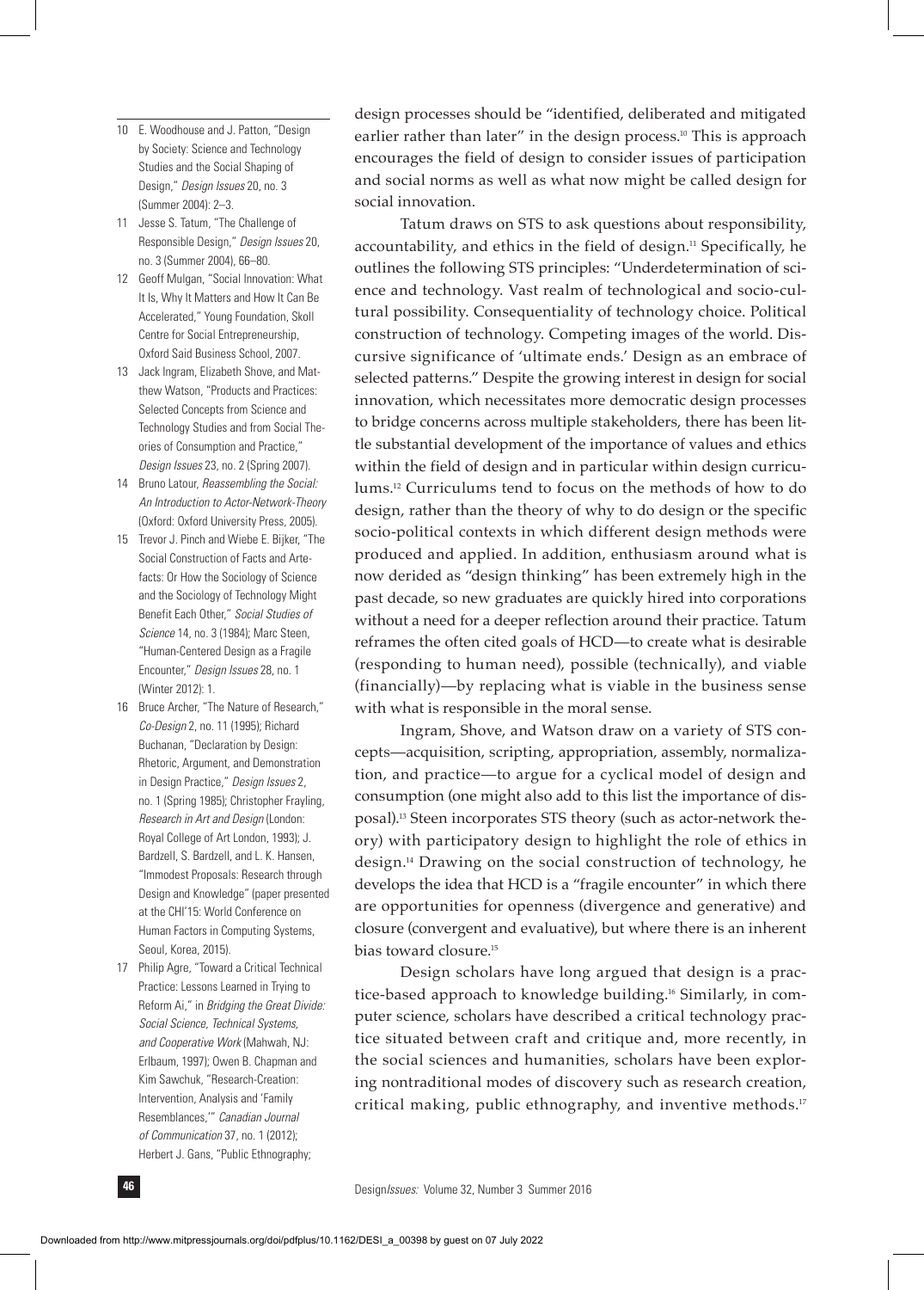design processes should be "identified, deliberated and mitigated earlier rather than later" in the design process.[10] This is approach encourages the field of design to consider issues of participation and social norms as well as what now might be called design for social innovation.

Tatum draws on STS to ask questions about responsibility, accountability, and ethics in the field of design.[11] Specifically, he outlines the following STS principles: "Underdetermination of science and technology. Vast realm of technological and socio-cultural possibility. Consequentiality of technology choice. Political construction of technology. Competing images of the world. Discursive significance of 'ultimate ends.' Design as an embrace of selected patterns." Despite the growing interest in design for social innovation, which necessitates more democratic design processes to bridge concerns across multiple stakeholders, there has been little substantial development of the importance of values and ethics within the field of design and in particular within design curriculums.[12] Curriculums tend to focus on the methods of how to do design, rather than the theory of why to do design or the specific socio-political contexts in which different design methods were produced and applied. In addition, enthusiasm around what is now derided as "design thinking" has been extremely high in the past decade, so new graduates are quickly hired into corporations without a need for a deeper reflection around their practice. Tatum reframes the often cited goals of HCD—to create what is desirable (responding to human need), possible (technically), and viable (financially)—by replacing what is viable in the business sense with what is responsible in the moral sense.

Ingram, Shove, and Watson draw on a variety of STS concepts—acquisition, scripting, appropriation, assembly, normalization, and practice—to argue for a cyclical model of design and consumption (one might also add to this list the importance of disposal).[13] Steen incorporates STS theory (such as actor-network theory) with participatory design to highlight the role of ethics in design.[14] Drawing on the social construction of technology, he develops the idea that HCD is a "fragile encounter" in which there are opportunities for openness (divergence and generative) and closure (convergent and evaluative), but where there is an inherent bias toward closure.[15]

Design scholars have long argued that design is a practice-based approach to knowledge building.[16] Similarly, in computer science, scholars have described a critical technology practice situated between craft and critique and, more recently, in the social sciences and humanities, scholars have been exploring nontraditional modes of discovery such as research creation, critical making, public ethnography, and inventive methods.[17]

---

10 E. Woodhouse and J. Patton, "Design by Society: Science and Technology Studies and the Social Shaping of Design," *Design Issues* 20, no. 3 (Summer 2004): 2–3.

11 Jesse S. Tatum, "The Challenge of Responsible Design," *Design Issues* 20, no. 3 (Summer 2004), 66–80.

12 Geoff Mulgan, "Social Innovation: What It Is, Why It Matters and How It Can Be Accelerated," Young Foundation, Skoll Centre for Social Entrepreneurship, Oxford Said Business School, 2007.

13 Jack Ingram, Elizabeth Shove, and Matthew Watson, "Products and Practices: Selected Concepts from Science and Technology Studies and from Social Theories of Consumption and Practice," *Design Issues* 23, no. 2 (Spring 2007).

14 Bruno Latour, *Reassembling the Social: An Introduction to Actor-Network-Theory* (Oxford: Oxford University Press, 2005).

15 Trevor J. Pinch and Wiebe E. Bijker, "The Social Construction of Facts and Artefacts: Or How the Sociology of Science and the Sociology of Technology Might Benefit Each Other," *Social Studies of Science* 14, no. 3 (1984); Marc Steen, "Human-Centered Design as a Fragile Encounter," *Design Issues* 28, no. 1 (Winter 2012): 1.

16 Bruce Archer, "The Nature of Research," *Co-Design* 2, no. 11 (1995); Richard Buchanan, "Declaration by Design: Rhetoric, Argument, and Demonstration in Design Practice," *Design Issues* 2, no. 1 (Spring 1985); Christopher Frayling, *Research in Art and Design* (London: Royal College of Art London, 1993); J. Bardzell, S. Bardzell, and L. K. Hansen, "Immodest Proposals: Research through Design and Knowledge" (paper presented at the CHI'15: World Conference on Human Factors in Computing Systems, Seoul, Korea, 2015).

17 Philip Agre, "Toward a Critical Technical Practice: Lessons Learned in Trying to Reform Ai," in *Bridging the Great Divide: Social Science, Technical Systems, and Cooperative Work* (Mahwah, NJ: Erlbaum, 1997); Owen B. Chapman and Kim Sawchuk, "Research-Creation: Intervention, Analysis and 'Family Resemblances,'" *Canadian Journal of Communication* 37, no. 1 (2012); Herbert J. Gans, "Public Ethnography;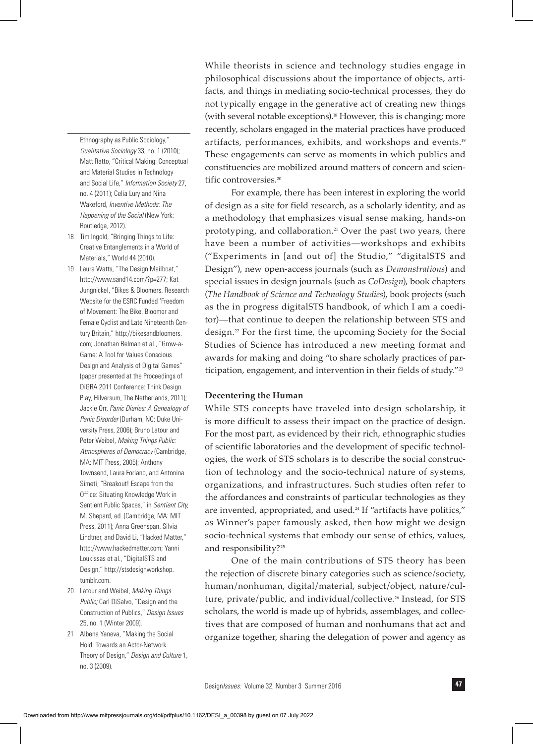While theorists in science and technology studies engage in philosophical discussions about the importance of objects, artifacts, and things in mediating socio-technical processes, they do not typically engage in the generative act of creating new things (with several notable exceptions).[18] However, this is changing; more recently, scholars engaged in the material practices have produced artifacts, performances, exhibits, and workshops and events.[19] These engagements can serve as moments in which publics and constituencies are mobilized around matters of concern and scientific controversies.[20]

For example, there has been interest in exploring the world of design as a site for field research, as a scholarly identity, and as a methodology that emphasizes visual sense making, hands-on prototyping, and collaboration.[21] Over the past two years, there have been a number of activities—workshops and exhibits ("Experiments in [and out of] the Studio," "digitalSTS and Design"), new open-access journals (such as *Demonstrations*) and special issues in design journals (such as *CoDesign*), book chapters (*The Handbook of Science and Technology Studies*), book projects (such as the in progress digitalSTS handbook, of which I am a coeditor)—that continue to deepen the relationship between STS and design.[22] For the first time, the upcoming Society for the Social Studies of Science has introduced a new meeting format and awards for making and doing "to share scholarly practices of participation, engagement, and intervention in their fields of study."[23]

## Decentering the Human

While STS concepts have traveled into design scholarship, it is more difficult to assess their impact on the practice of design. For the most part, as evidenced by their rich, ethnographic studies of scientific laboratories and the development of specific technologies, the work of STS scholars is to describe the social construction of technology and the socio-technical nature of systems, organizations, and infrastructures. Such studies often refer to the affordances and constraints of particular technologies as they are invented, appropriated, and used.[24] If "artifacts have politics," as Winner's paper famously asked, then how might we design socio-technical systems that embody our sense of ethics, values, and responsibility?[25]

One of the main contributions of STS theory has been the rejection of discrete binary categories such as science/society, human/nonhuman, digital/material, subject/object, nature/culture, private/public, and individual/collective.[26] Instead, for STS scholars, the world is made up of hybrids, assemblages, and collectives that are composed of human and nonhumans that act and organize together, sharing the delegation of power and agency as

---

Ethnography as Public Sociology," *Qualitative Sociology* 33, no. 1 (2010); Matt Ratto, "Critical Making: Conceptual and Material Studies in Technology and Social Life," *Information Society* 27, no. 4 (2011); Celia Lury and Nina Wakeford, *Inventive Methods: The Happening of the Social* (New York: Routledge, 2012).

18 Tim Ingold, "Bringing Things to Life: Creative Entanglements in a World of Materials," World 44 (2010).

19 Laura Watts, "The Design Mailboat," http://www.sand14.com/?p=277; Kat Jungnickel, "Bikes & Bloomers. Research Website for the ESRC Funded 'Freedom of Movement: The Bike, Bloomer and Female Cyclist and Late Nineteenth Century Britain," http://bikesandbloomers.com; Jonathan Belman et al., "Grow-a-Game: A Tool for Values Conscious Design and Analysis of Digital Games" (paper presented at the Proceedings of DiGRA 2011 Conference: Think Design Play, Hilversum, The Netherlands, 2011); Jackie Orr, *Panic Diaries: A Genealogy of Panic Disorder* (Durham, NC: Duke University Press, 2006); Bruno Latour and Peter Weibel, *Making Things Public: Atmospheres of Democracy* (Cambridge, MA: MIT Press, 2005); Anthony Townsend, Laura Forlano, and Antonina Simeti, "Breakout! Escape from the Office: Situating Knowledge Work in Sentient Public Spaces," in *Sentient City*, M. Shepard, ed. (Cambridge, MA: MIT Press, 2011); Anna Greenspan, Silvia Lindtner, and David Li, "Hacked Matter," http://www.hackedmatter.com; Yanni Loukissas et al., "DigitalSTS and Design," http://stsdesignworkshop.tumblr.com.

20 Latour and Weibel, *Making Things Public;* Carl DiSalvo, "Design and the Construction of Publics," *Design Issues* 25, no. 1 (Winter 2009).

21 Albena Yaneva, "Making the Social Hold: Towards an Actor-Network Theory of Design," *Design and Culture* 1, no. 3 (2009).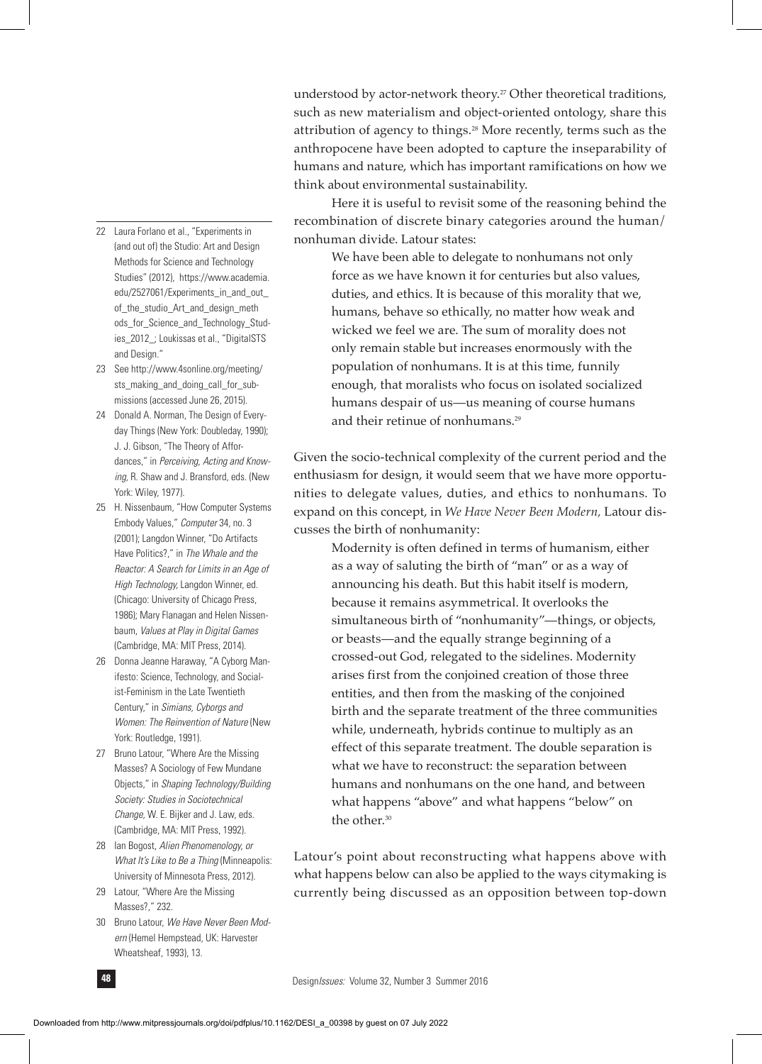understood by actor-network theory.[27] Other theoretical traditions, such as new materialism and object-oriented ontology, share this attribution of agency to things.[28] More recently, terms such as the anthropocene have been adopted to capture the inseparability of humans and nature, which has important ramifications on how we think about environmental sustainability.

Here it is useful to revisit some of the reasoning behind the recombination of discrete binary categories around the human/nonhuman divide. Latour states:

> We have been able to delegate to nonhumans not only force as we have known it for centuries but also values, duties, and ethics. It is because of this morality that we, humans, behave so ethically, no matter how weak and wicked we feel we are. The sum of morality does not only remain stable but increases enormously with the population of nonhumans. It is at this time, funnily enough, that moralists who focus on isolated socialized humans despair of us—us meaning of course humans and their retinue of nonhumans.[29]

Given the socio-technical complexity of the current period and the enthusiasm for design, it would seem that we have more opportunities to delegate values, duties, and ethics to nonhumans. To expand on this concept, in *We Have Never Been Modern,* Latour discusses the birth of nonhumanity:

> Modernity is often defined in terms of humanism, either as a way of saluting the birth of "man" or as a way of announcing his death. But this habit itself is modern, because it remains asymmetrical. It overlooks the simultaneous birth of "nonhumanity"—things, or objects, or beasts—and the equally strange beginning of a crossed-out God, relegated to the sidelines. Modernity arises first from the conjoined creation of those three entities, and then from the masking of the conjoined birth and the separate treatment of the three communities while, underneath, hybrids continue to multiply as an effect of this separate treatment. The double separation is what we have to reconstruct: the separation between humans and nonhumans on the one hand, and between what happens "above" and what happens "below" on the other.[30]

Latour's point about reconstructing what happens above with what happens below can also be applied to the ways citymaking is currently being discussed as an opposition between top-down

---

22 Laura Forlano et al., "Experiments in (and out of) the Studio: Art and Design Methods for Science and Technology Studies" (2012), https://www.academia.edu/2527061/Experiments_in_and_out_of_the_studio_Art_and_design_methods_for_Science_and_Technology_Studies_2012_; Loukissas et al., "DigitalSTS and Design."

23 See http://www.4sonline.org/meeting/sts_making_and_doing_call_for_submissions (accessed June 26, 2015).

24 Donald A. Norman, The Design of Everyday Things (New York: Doubleday, 1990); J. J. Gibson, "The Theory of Affordances," in *Perceiving, Acting and Knowing*, R. Shaw and J. Bransford, eds. (New York: Wiley, 1977).

25 H. Nissenbaum, "How Computer Systems Embody Values," *Computer* 34, no. 3 (2001); Langdon Winner, "Do Artifacts Have Politics?," in *The Whale and the Reactor: A Search for Limits in an Age of High Technology*, Langdon Winner, ed. (Chicago: University of Chicago Press, 1986); Mary Flanagan and Helen Nissenbaum, *Values at Play in Digital Games* (Cambridge, MA: MIT Press, 2014).

26 Donna Jeanne Haraway, "A Cyborg Manifesto: Science, Technology, and Socialist-Feminism in the Late Twentieth Century," in *Simians, Cyborgs and Women: The Reinvention of Nature* (New York: Routledge, 1991).

27 Bruno Latour, "Where Are the Missing Masses? A Sociology of Few Mundane Objects," in *Shaping Technology/Building Society: Studies in Sociotechnical Change,* W. E. Bijker and J. Law, eds. (Cambridge, MA: MIT Press, 1992).

28 Ian Bogost, *Alien Phenomenology, or What It's Like to Be a Thing* (Minneapolis: University of Minnesota Press, 2012).

29 Latour, "Where Are the Missing Masses?," 232.

30 Bruno Latour, *We Have Never Been Modern* (Hemel Hempstead, UK: Harvester Wheatsheaf, 1993), 13.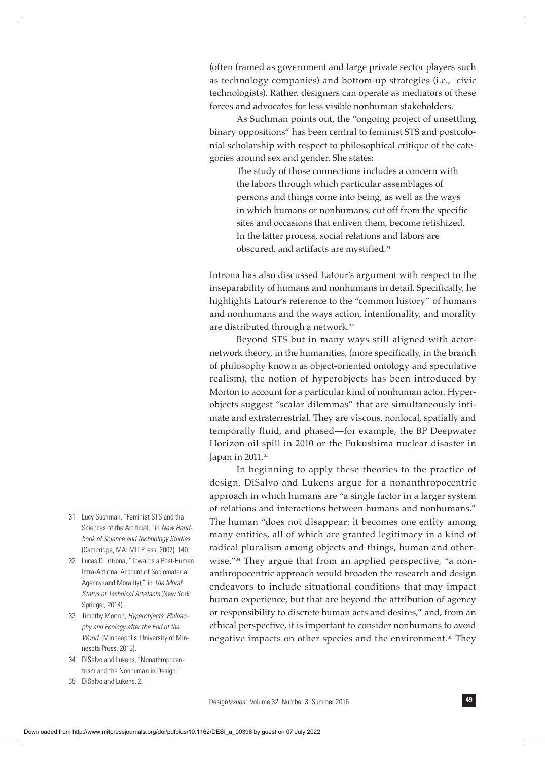(often framed as government and large private sector players such as technology companies) and bottom-up strategies (i.e., civic technologists). Rather, designers can operate as mediators of these forces and advocates for less visible nonhuman stakeholders.

As Suchman points out, the "ongoing project of unsettling binary oppositions" has been central to feminist STS and postcolonial scholarship with respect to philosophical critique of the categories around sex and gender. She states:

> The study of those connections includes a concern with the labors through which particular assemblages of persons and things come into being, as well as the ways in which humans or nonhumans, cut off from the specific sites and occasions that enliven them, become fetishized. In the latter process, social relations and labors are obscured, and artifacts are mystified.[31]

Introna has also discussed Latour's argument with respect to the inseparability of humans and nonhumans in detail. Specifically, he highlights Latour's reference to the "common history" of humans and nonhumans and the ways action, intentionality, and morality are distributed through a network.[32]

Beyond STS but in many ways still aligned with actor-network theory, in the humanities, (more specifically, in the branch of philosophy known as object-oriented ontology and speculative realism), the notion of hyperobjects has been introduced by Morton to account for a particular kind of nonhuman actor. Hyperobjects suggest "scalar dilemmas" that are simultaneously intimate and extraterrestrial. They are viscous, nonlocal, spatially and temporally fluid, and phased—for example, the BP Deepwater Horizon oil spill in 2010 or the Fukushima nuclear disaster in Japan in 2011.[33]

In beginning to apply these theories to the practice of design, DiSalvo and Lukens argue for a nonanthropocentric approach in which humans are "a single factor in a larger system of relations and interactions between humans and nonhumans." The human "does not disappear: it becomes one entity among many entities, all of which are granted legitimacy in a kind of radical pluralism among objects and things, human and otherwise."[34] They argue that from an applied perspective, "a nonanthropocentric approach would broaden the research and design endeavors to include situational conditions that may impact human experience, but that are beyond the attribution of agency or responsibility to discrete human acts and desires," and, from an ethical perspective, it is important to consider nonhumans to avoid negative impacts on other species and the environment.[35] They

---

31 Lucy Suchman, "Feminist STS and the Sciences of the Artificial," in *New Handbook of Science and Technology Studies* (Cambridge, MA: MIT Press, 2007), 140.

32 Lucas D. Introna, "Towards a Post-Human Intra-Actional Account of Sociomaterial Agency (and Morality)," in *The Moral Status of Technical Artefacts* (New York: Springer, 2014).

33 Timothy Morton, *Hyperobjects: Philosophy and Ecology after the End of the World* (Minneapolis: University of Minnesota Press, 2013).

34 DiSalvo and Lukens, "Nonathropocentrism and the Nonhuman in Design."

35 DiSalvo and Lukens, 2.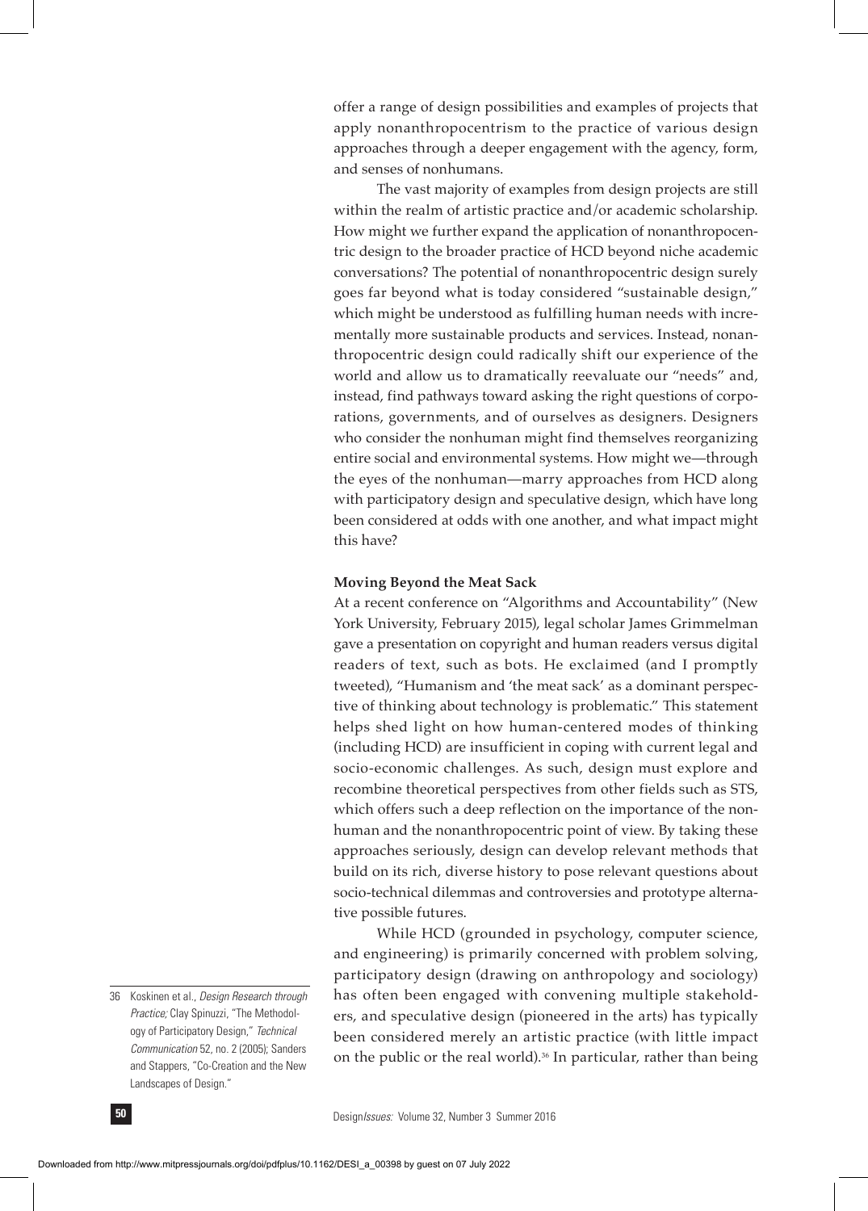offer a range of design possibilities and examples of projects that apply nonanthropocentrism to the practice of various design approaches through a deeper engagement with the agency, form, and senses of nonhumans.

The vast majority of examples from design projects are still within the realm of artistic practice and/or academic scholarship. How might we further expand the application of nonanthropocentric design to the broader practice of HCD beyond niche academic conversations? The potential of nonanthropocentric design surely goes far beyond what is today considered "sustainable design," which might be understood as fulfilling human needs with incrementally more sustainable products and services. Instead, nonanthropocentric design could radically shift our experience of the world and allow us to dramatically reevaluate our "needs" and, instead, find pathways toward asking the right questions of corporations, governments, and of ourselves as designers. Designers who consider the nonhuman might find themselves reorganizing entire social and environmental systems. How might we—through the eyes of the nonhuman—marry approaches from HCD along with participatory design and speculative design, which have long been considered at odds with one another, and what impact might this have?

**Moving Beyond the Meat Sack**

At a recent conference on "Algorithms and Accountability" (New York University, February 2015), legal scholar James Grimmelman gave a presentation on copyright and human readers versus digital readers of text, such as bots. He exclaimed (and I promptly tweeted), "Humanism and 'the meat sack' as a dominant perspective of thinking about technology is problematic." This statement helps shed light on how human-centered modes of thinking (including HCD) are insufficient in coping with current legal and socio-economic challenges. As such, design must explore and recombine theoretical perspectives from other fields such as STS, which offers such a deep reflection on the importance of the nonhuman and the nonanthropocentric point of view. By taking these approaches seriously, design can develop relevant methods that build on its rich, diverse history to pose relevant questions about socio-technical dilemmas and controversies and prototype alternative possible futures.

While HCD (grounded in psychology, computer science, and engineering) is primarily concerned with problem solving, participatory design (drawing on anthropology and sociology) has often been engaged with convening multiple stakeholders, and speculative design (pioneered in the arts) has typically been considered merely an artistic practice (with little impact on the public or the real world).[36] In particular, rather than being

36 Koskinen et al., *Design Research through Practice;* Clay Spinuzzi, "The Methodology of Participatory Design," *Technical Communication* 52, no. 2 (2005); Sanders and Stappers, "Co-Creation and the New Landscapes of Design."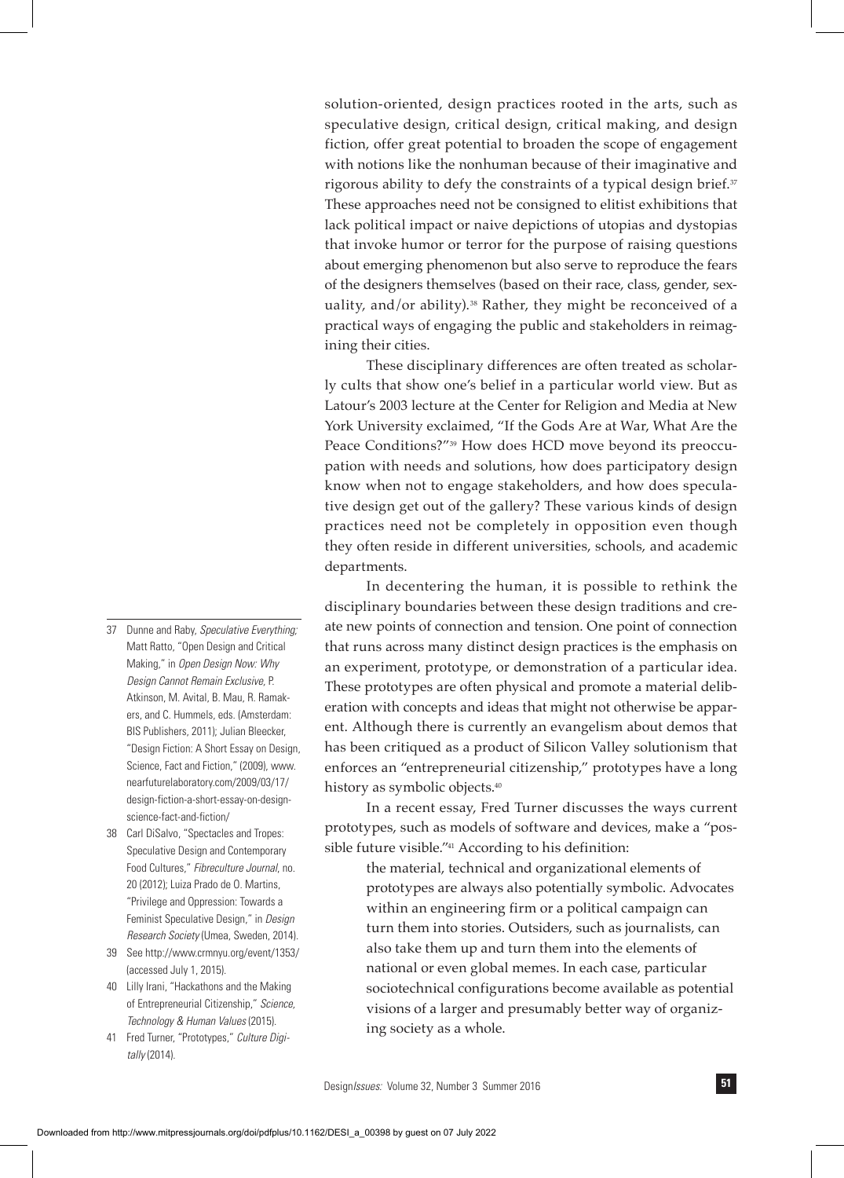solution-oriented, design practices rooted in the arts, such as speculative design, critical design, critical making, and design fiction, offer great potential to broaden the scope of engagement with notions like the nonhuman because of their imaginative and rigorous ability to defy the constraints of a typical design brief.[37] These approaches need not be consigned to elitist exhibitions that lack political impact or naive depictions of utopias and dystopias that invoke humor or terror for the purpose of raising questions about emerging phenomenon but also serve to reproduce the fears of the designers themselves (based on their race, class, gender, sexuality, and/or ability).[38] Rather, they might be reconceived of a practical ways of engaging the public and stakeholders in reimagining their cities.

These disciplinary differences are often treated as scholarly cults that show one's belief in a particular world view. But as Latour's 2003 lecture at the Center for Religion and Media at New York University exclaimed, "If the Gods Are at War, What Are the Peace Conditions?"[39] How does HCD move beyond its preoccupation with needs and solutions, how does participatory design know when not to engage stakeholders, and how does speculative design get out of the gallery? These various kinds of design practices need not be completely in opposition even though they often reside in different universities, schools, and academic departments.

In decentering the human, it is possible to rethink the disciplinary boundaries between these design traditions and create new points of connection and tension. One point of connection that runs across many distinct design practices is the emphasis on an experiment, prototype, or demonstration of a particular idea. These prototypes are often physical and promote a material deliberation with concepts and ideas that might not otherwise be apparent. Although there is currently an evangelism about demos that has been critiqued as a product of Silicon Valley solutionism that enforces an "entrepreneurial citizenship," prototypes have a long history as symbolic objects.[40]

In a recent essay, Fred Turner discusses the ways current prototypes, such as models of software and devices, make a "possible future visible."[41] According to his definition:

> the material, technical and organizational elements of prototypes are always also potentially symbolic. Advocates within an engineering firm or a political campaign can turn them into stories. Outsiders, such as journalists, can also take them up and turn them into the elements of national or even global memes. In each case, particular sociotechnical configurations become available as potential visions of a larger and presumably better way of organizing society as a whole.

---

37 Dunne and Raby, *Speculative Everything;* Matt Ratto, "Open Design and Critical Making," in *Open Design Now: Why Design Cannot Remain Exclusive*, P. Atkinson, M. Avital, B. Mau, R. Ramakers, and C. Hummels, eds. (Amsterdam: BIS Publishers, 2011); Julian Bleecker, "Design Fiction: A Short Essay on Design, Science, Fact and Fiction," (2009), www.nearfuturelaboratory.com/2009/03/17/design-fiction-a-short-essay-on-design-science-fact-and-fiction/

38 Carl DiSalvo, "Spectacles and Tropes: Speculative Design and Contemporary Food Cultures," *Fibreculture Journal*, no. 20 (2012); Luiza Prado de O. Martins, "Privilege and Oppression: Towards a Feminist Speculative Design," in *Design Research Society* (Umea, Sweden, 2014).

39 See http://www.crmnyu.org/event/1353/ (accessed July 1, 2015).

40 Lilly Irani, "Hackathons and the Making of Entrepreneurial Citizenship," *Science, Technology & Human Values* (2015).

41 Fred Turner, "Prototypes," *Culture Digitally* (2014).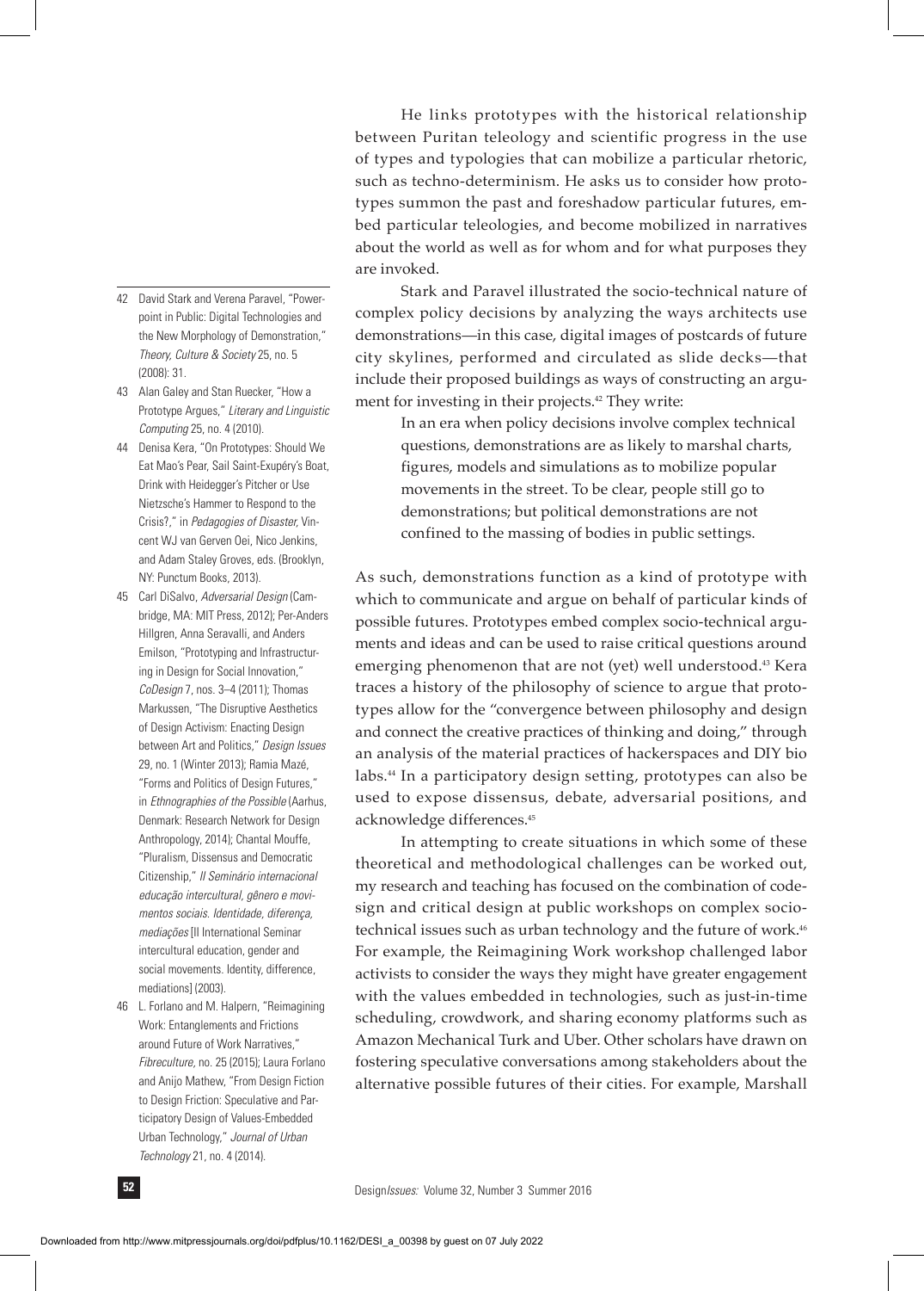He links prototypes with the historical relationship between Puritan teleology and scientific progress in the use of types and typologies that can mobilize a particular rhetoric, such as techno-determinism. He asks us to consider how prototypes summon the past and foreshadow particular futures, embed particular teleologies, and become mobilized in narratives about the world as well as for whom and for what purposes they are invoked.

Stark and Paravel illustrated the socio-technical nature of complex policy decisions by analyzing the ways architects use demonstrations—in this case, digital images of postcards of future city skylines, performed and circulated as slide decks—that include their proposed buildings as ways of constructing an argument for investing in their projects.[42] They write:

> In an era when policy decisions involve complex technical questions, demonstrations are as likely to marshal charts, figures, models and simulations as to mobilize popular movements in the street. To be clear, people still go to demonstrations; but political demonstrations are not confined to the massing of bodies in public settings.

As such, demonstrations function as a kind of prototype with which to communicate and argue on behalf of particular kinds of possible futures. Prototypes embed complex socio-technical arguments and ideas and can be used to raise critical questions around emerging phenomenon that are not (yet) well understood.[43] Kera traces a history of the philosophy of science to argue that prototypes allow for the "convergence between philosophy and design and connect the creative practices of thinking and doing," through an analysis of the material practices of hackerspaces and DIY bio labs.[44] In a participatory design setting, prototypes can also be used to expose dissensus, debate, adversarial positions, and acknowledge differences.[45]

In attempting to create situations in which some of these theoretical and methodological challenges can be worked out, my research and teaching has focused on the combination of codesign and critical design at public workshops on complex socio-technical issues such as urban technology and the future of work.[46] For example, the Reimagining Work workshop challenged labor activists to consider the ways they might have greater engagement with the values embedded in technologies, such as just-in-time scheduling, crowdwork, and sharing economy platforms such as Amazon Mechanical Turk and Uber. Other scholars have drawn on fostering speculative conversations among stakeholders about the alternative possible futures of their cities. For example, Marshall

---

42 David Stark and Verena Paravel, "Powerpoint in Public: Digital Technologies and the New Morphology of Demonstration," *Theory, Culture & Society* 25, no. 5 (2008): 31.

43 Alan Galey and Stan Ruecker, "How a Prototype Argues," *Literary and Linguistic Computing* 25, no. 4 (2010).

44 Denisa Kera, "On Prototypes: Should We Eat Mao's Pear, Sail Saint-Exupéry's Boat, Drink with Heidegger's Pitcher or Use Nietzsche's Hammer to Respond to the Crisis?," in *Pedagogies of Disaster*, Vincent WJ van Gerven Oei, Nico Jenkins, and Adam Staley Groves, eds. (Brooklyn, NY: Punctum Books, 2013).

45 Carl DiSalvo, *Adversarial Design* (Cambridge, MA: MIT Press, 2012); Per-Anders Hillgren, Anna Seravalli, and Anders Emilson, "Prototyping and Infrastructuring in Design for Social Innovation," *CoDesign* 7, nos. 3–4 (2011); Thomas Markussen, "The Disruptive Aesthetics of Design Activism: Enacting Design between Art and Politics," *Design Issues* 29, no. 1 (Winter 2013); Ramia Mazé, "Forms and Politics of Design Futures," in *Ethnographies of the Possible* (Aarhus, Denmark: Research Network for Design Anthropology, 2014); Chantal Mouffe, "Pluralism, Dissensus and Democratic Citizenship," *II Seminário internacional educação intercultural, gênero e movimentos sociais. Identidade, diferença, mediações* [II International Seminar intercultural education, gender and social movements. Identity, difference, mediations] (2003).

46 L. Forlano and M. Halpern, "Reimagining Work: Entanglements and Frictions around Future of Work Narratives," *Fibreculture*, no. 25 (2015); Laura Forlano and Anijo Mathew, "From Design Fiction to Design Friction: Speculative and Participatory Design of Values-Embedded Urban Technology," *Journal of Urban Technology* 21, no. 4 (2014).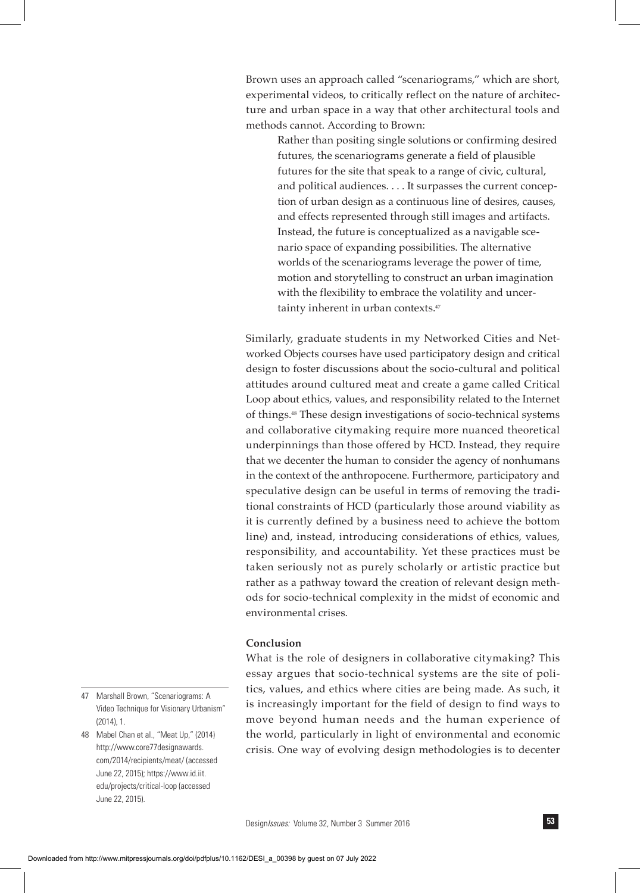Brown uses an approach called "scenariograms," which are short, experimental videos, to critically reflect on the nature of architecture and urban space in a way that other architectural tools and methods cannot. According to Brown:

> Rather than positing single solutions or confirming desired futures, the scenariograms generate a field of plausible futures for the site that speak to a range of civic, cultural, and political audiences. . . . It surpasses the current conception of urban design as a continuous line of desires, causes, and effects represented through still images and artifacts. Instead, the future is conceptualized as a navigable scenario space of expanding possibilities. The alternative worlds of the scenariograms leverage the power of time, motion and storytelling to construct an urban imagination with the flexibility to embrace the volatility and uncertainty inherent in urban contexts.[47]

Similarly, graduate students in my Networked Cities and Networked Objects courses have used participatory design and critical design to foster discussions about the socio-cultural and political attitudes around cultured meat and create a game called Critical Loop about ethics, values, and responsibility related to the Internet of things.[48] These design investigations of socio-technical systems and collaborative citymaking require more nuanced theoretical underpinnings than those offered by HCD. Instead, they require that we decenter the human to consider the agency of nonhumans in the context of the anthropocene. Furthermore, participatory and speculative design can be useful in terms of removing the traditional constraints of HCD (particularly those around viability as it is currently defined by a business need to achieve the bottom line) and, instead, introducing considerations of ethics, values, responsibility, and accountability. Yet these practices must be taken seriously not as purely scholarly or artistic practice but rather as a pathway toward the creation of relevant design methods for socio-technical complexity in the midst of economic and environmental crises.

**Conclusion**

What is the role of designers in collaborative citymaking? This essay argues that socio-technical systems are the site of politics, values, and ethics where cities are being made. As such, it is increasingly important for the field of design to find ways to move beyond human needs and the human experience of the world, particularly in light of environmental and economic crisis. One way of evolving design methodologies is to decenter

47 Marshall Brown, "Scenariograms: A Video Technique for Visionary Urbanism" (2014), 1.

48 Mabel Chan et al., "Meat Up," (2014) http://www.core77designawards.com/2014/recipients/meat/ (accessed June 22, 2015); https://www.id.iit.edu/projects/critical-loop (accessed June 22, 2015).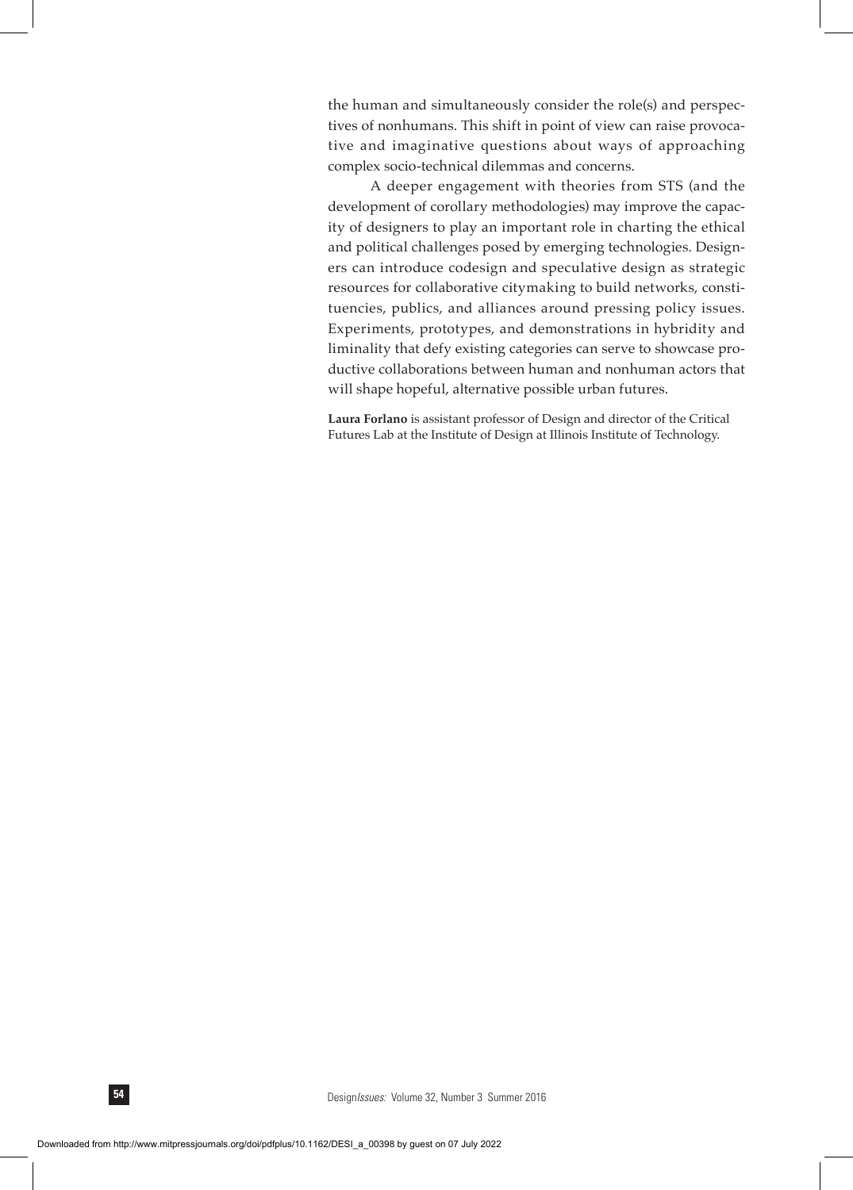the human and simultaneously consider the role(s) and perspectives of nonhumans. This shift in point of view can raise provocative and imaginative questions about ways of approaching complex socio-technical dilemmas and concerns.

A deeper engagement with theories from STS (and the development of corollary methodologies) may improve the capacity of designers to play an important role in charting the ethical and political challenges posed by emerging technologies. Designers can introduce codesign and speculative design as strategic resources for collaborative citymaking to build networks, constituencies, publics, and alliances around pressing policy issues. Experiments, prototypes, and demonstrations in hybridity and liminality that defy existing categories can serve to showcase productive collaborations between human and nonhuman actors that will shape hopeful, alternative possible urban futures.

**Laura Forlano** is assistant professor of Design and director of the Critical Futures Lab at the Institute of Design at Illinois Institute of Technology.